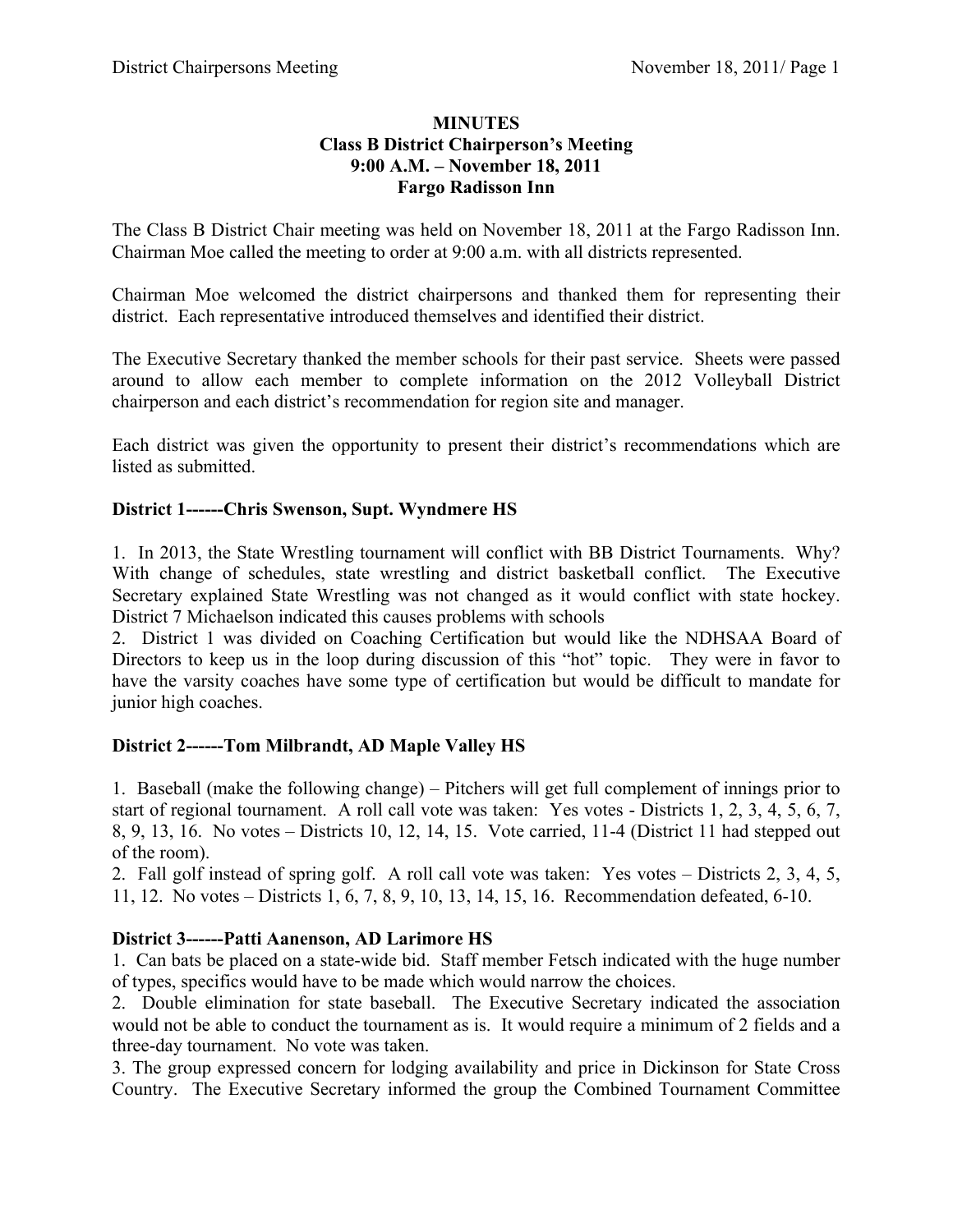**MINUTES**
**Class B District Chairperson's Meeting**
**9:00 A.M. – November 18, 2011**
**Fargo Radisson Inn**

The Class B District Chair meeting was held on November 18, 2011 at the Fargo Radisson Inn. Chairman Moe called the meeting to order at 9:00 a.m. with all districts represented.

Chairman Moe welcomed the district chairpersons and thanked them for representing their district. Each representative introduced themselves and identified their district.

The Executive Secretary thanked the member schools for their past service. Sheets were passed around to allow each member to complete information on the 2012 Volleyball District chairperson and each district's recommendation for region site and manager.

Each district was given the opportunity to present their district's recommendations which are listed as submitted.

**District 1------Chris Swenson, Supt. Wyndmere HS**

1. In 2013, the State Wrestling tournament will conflict with BB District Tournaments. Why? With change of schedules, state wrestling and district basketball conflict. The Executive Secretary explained State Wrestling was not changed as it would conflict with state hockey. District 7 Michaelson indicated this causes problems with schools
2. District 1 was divided on Coaching Certification but would like the NDHSAA Board of Directors to keep us in the loop during discussion of this "hot" topic. They were in favor to have the varsity coaches have some type of certification but would be difficult to mandate for junior high coaches.

**District 2------Tom Milbrandt, AD Maple Valley HS**

1. Baseball (make the following change) – Pitchers will get full complement of innings prior to start of regional tournament. A roll call vote was taken: Yes votes - Districts 1, 2, 3, 4, 5, 6, 7, 8, 9, 13, 16. No votes – Districts 10, 12, 14, 15. Vote carried, 11-4 (District 11 had stepped out of the room).
2. Fall golf instead of spring golf. A roll call vote was taken: Yes votes – Districts 2, 3, 4, 5, 11, 12. No votes – Districts 1, 6, 7, 8, 9, 10, 13, 14, 15, 16. Recommendation defeated, 6-10.

**District 3------Patti Aanenson, AD Larimore HS**

1. Can bats be placed on a state-wide bid. Staff member Fetsch indicated with the huge number of types, specifics would have to be made which would narrow the choices.
2. Double elimination for state baseball. The Executive Secretary indicated the association would not be able to conduct the tournament as is. It would require a minimum of 2 fields and a three-day tournament. No vote was taken.
3. The group expressed concern for lodging availability and price in Dickinson for State Cross Country. The Executive Secretary informed the group the Combined Tournament Committee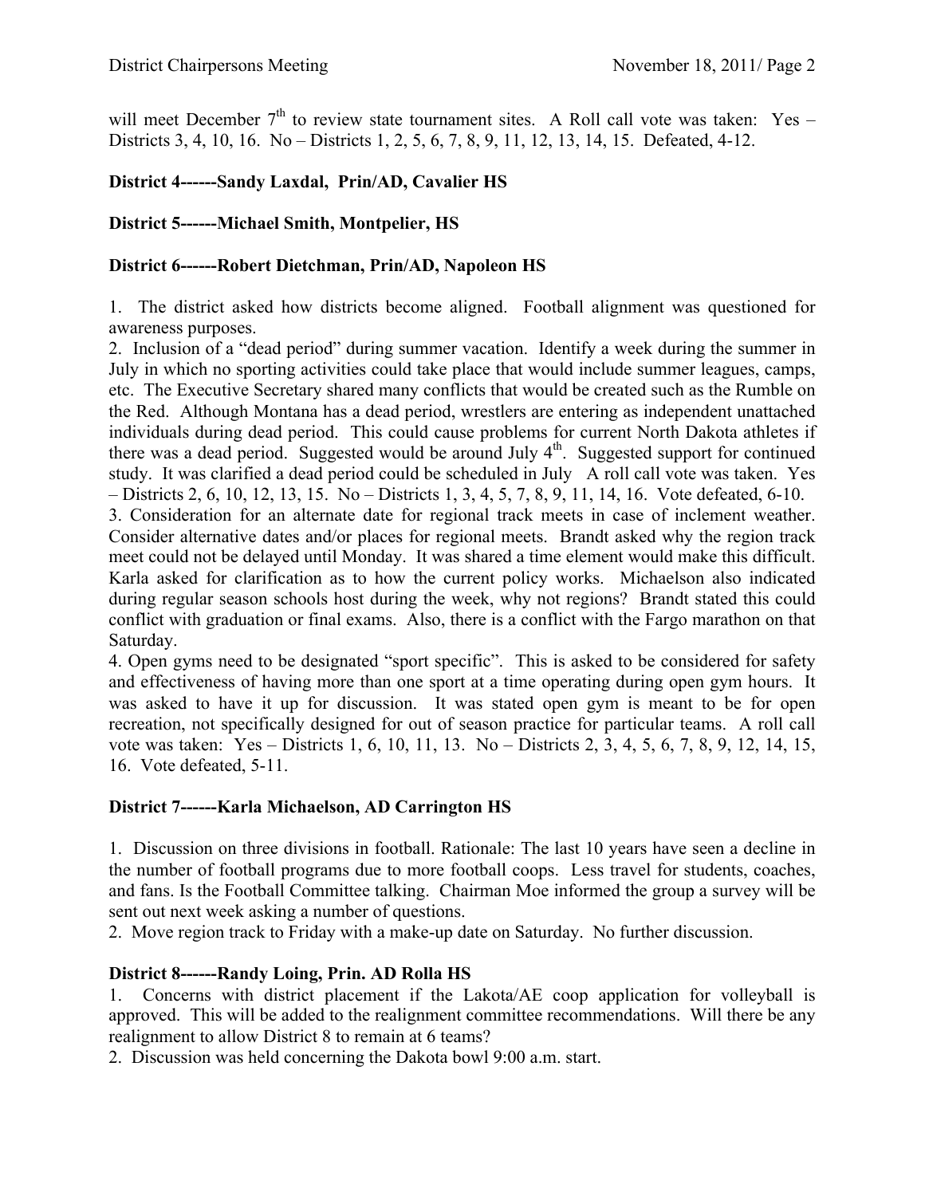will meet December 7th to review state tournament sites. A Roll call vote was taken: Yes – Districts 3, 4, 10, 16. No – Districts 1, 2, 5, 6, 7, 8, 9, 11, 12, 13, 14, 15. Defeated, 4-12.

**District 4------Sandy Laxdal, Prin/AD, Cavalier HS**

**District 5------Michael Smith, Montpelier, HS**

**District 6------Robert Dietchman, Prin/AD, Napoleon HS**

1. The district asked how districts become aligned. Football alignment was questioned for awareness purposes.
2. Inclusion of a "dead period" during summer vacation. Identify a week during the summer in July in which no sporting activities could take place that would include summer leagues, camps, etc. The Executive Secretary shared many conflicts that would be created such as the Rumble on the Red. Although Montana has a dead period, wrestlers are entering as independent unattached individuals during dead period. This could cause problems for current North Dakota athletes if there was a dead period. Suggested would be around July 4th. Suggested support for continued study. It was clarified a dead period could be scheduled in July A roll call vote was taken. Yes – Districts 2, 6, 10, 12, 13, 15. No – Districts 1, 3, 4, 5, 7, 8, 9, 11, 14, 16. Vote defeated, 6-10.
3. Consideration for an alternate date for regional track meets in case of inclement weather. Consider alternative dates and/or places for regional meets. Brandt asked why the region track meet could not be delayed until Monday. It was shared a time element would make this difficult. Karla asked for clarification as to how the current policy works. Michaelson also indicated during regular season schools host during the week, why not regions? Brandt stated this could conflict with graduation or final exams. Also, there is a conflict with the Fargo marathon on that Saturday.
4. Open gyms need to be designated "sport specific". This is asked to be considered for safety and effectiveness of having more than one sport at a time operating during open gym hours. It was asked to have it up for discussion. It was stated open gym is meant to be for open recreation, not specifically designed for out of season practice for particular teams. A roll call vote was taken: Yes – Districts 1, 6, 10, 11, 13. No – Districts 2, 3, 4, 5, 6, 7, 8, 9, 12, 14, 15, 16. Vote defeated, 5-11.

**District 7------Karla Michaelson, AD Carrington HS**

1. Discussion on three divisions in football. Rationale: The last 10 years have seen a decline in the number of football programs due to more football coops. Less travel for students, coaches, and fans. Is the Football Committee talking. Chairman Moe informed the group a survey will be sent out next week asking a number of questions.
2. Move region track to Friday with a make-up date on Saturday. No further discussion.

**District 8------Randy Loing, Prin. AD Rolla HS**

1. Concerns with district placement if the Lakota/AE coop application for volleyball is approved. This will be added to the realignment committee recommendations. Will there be any realignment to allow District 8 to remain at 6 teams?
2. Discussion was held concerning the Dakota bowl 9:00 a.m. start.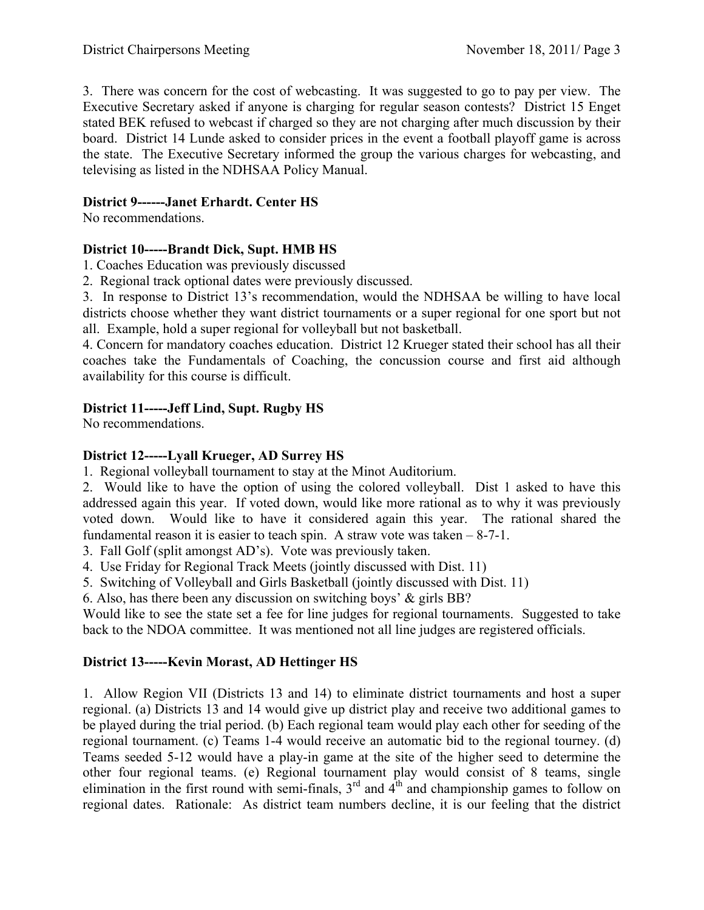3. There was concern for the cost of webcasting. It was suggested to go to pay per view. The Executive Secretary asked if anyone is charging for regular season contests? District 15 Enget stated BEK refused to webcast if charged so they are not charging after much discussion by their board. District 14 Lunde asked to consider prices in the event a football playoff game is across the state. The Executive Secretary informed the group the various charges for webcasting, and televising as listed in the NDHSAA Policy Manual.

**District 9------Janet Erhardt. Center HS**

No recommendations.

**District 10-----Brandt Dick, Supt. HMB HS**

1. Coaches Education was previously discussed
2. Regional track optional dates were previously discussed.
3. In response to District 13's recommendation, would the NDHSAA be willing to have local districts choose whether they want district tournaments or a super regional for one sport but not all. Example, hold a super regional for volleyball but not basketball.
4. Concern for mandatory coaches education. District 12 Krueger stated their school has all their coaches take the Fundamentals of Coaching, the concussion course and first aid although availability for this course is difficult.

**District 11-----Jeff Lind, Supt. Rugby HS**

No recommendations.

**District 12-----Lyall Krueger, AD Surrey HS**

1. Regional volleyball tournament to stay at the Minot Auditorium.
2. Would like to have the option of using the colored volleyball. Dist 1 asked to have this addressed again this year. If voted down, would like more rational as to why it was previously voted down. Would like to have it considered again this year. The rational shared the fundamental reason it is easier to teach spin. A straw vote was taken – 8-7-1.
3. Fall Golf (split amongst AD's). Vote was previously taken.
4. Use Friday for Regional Track Meets (jointly discussed with Dist. 11)
5. Switching of Volleyball and Girls Basketball (jointly discussed with Dist. 11)
6. Also, has there been any discussion on switching boys' & girls BB?

Would like to see the state set a fee for line judges for regional tournaments. Suggested to take back to the NDOA committee. It was mentioned not all line judges are registered officials.

**District 13-----Kevin Morast, AD Hettinger HS**

1. Allow Region VII (Districts 13 and 14) to eliminate district tournaments and host a super regional. (a) Districts 13 and 14 would give up district play and receive two additional games to be played during the trial period. (b) Each regional team would play each other for seeding of the regional tournament. (c) Teams 1-4 would receive an automatic bid to the regional tourney. (d) Teams seeded 5-12 would have a play-in game at the site of the higher seed to determine the other four regional teams. (e) Regional tournament play would consist of 8 teams, single elimination in the first round with semi-finals, 3rd and 4th and championship games to follow on regional dates. Rationale: As district team numbers decline, it is our feeling that the district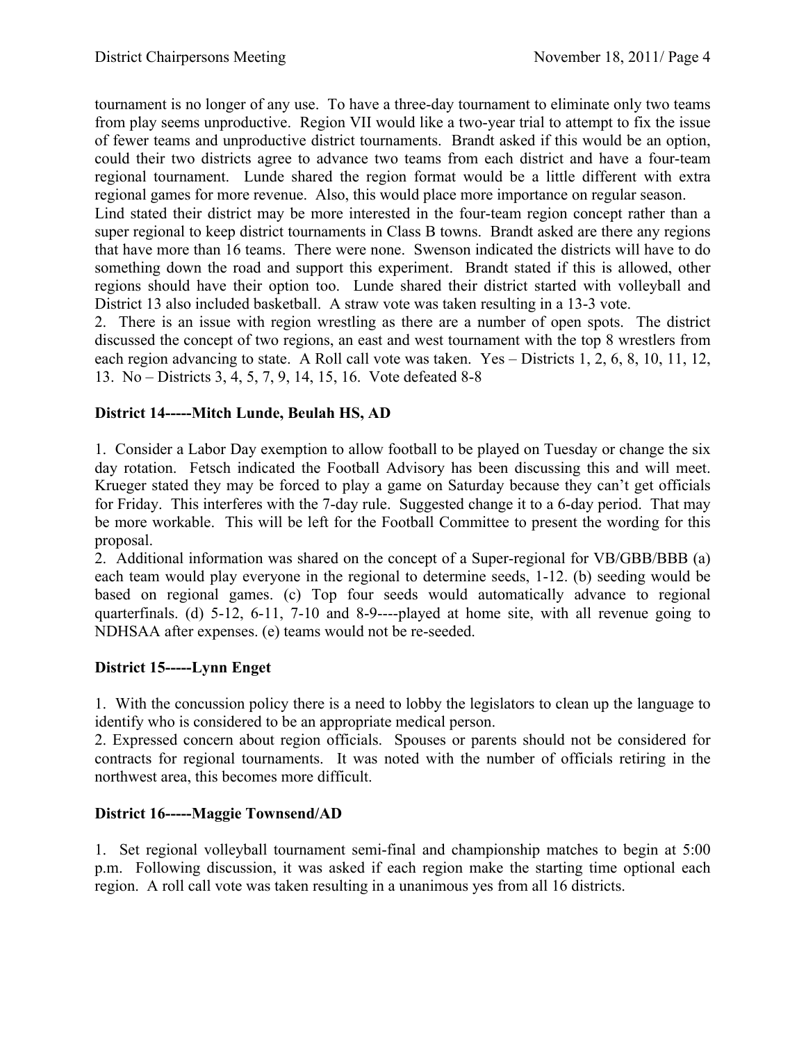tournament is no longer of any use. To have a three-day tournament to eliminate only two teams from play seems unproductive. Region VII would like a two-year trial to attempt to fix the issue of fewer teams and unproductive district tournaments. Brandt asked if this would be an option, could their two districts agree to advance two teams from each district and have a four-team regional tournament. Lunde shared the region format would be a little different with extra regional games for more revenue. Also, this would place more importance on regular season.
Lind stated their district may be more interested in the four-team region concept rather than a super regional to keep district tournaments in Class B towns. Brandt asked are there any regions that have more than 16 teams. There were none. Swenson indicated the districts will have to do something down the road and support this experiment. Brandt stated if this is allowed, other regions should have their option too. Lunde shared their district started with volleyball and District 13 also included basketball. A straw vote was taken resulting in a 13-3 vote.
2. There is an issue with region wrestling as there are a number of open spots. The district discussed the concept of two regions, an east and west tournament with the top 8 wrestlers from each region advancing to state. A Roll call vote was taken. Yes – Districts 1, 2, 6, 8, 10, 11, 12, 13. No – Districts 3, 4, 5, 7, 9, 14, 15, 16. Vote defeated 8-8

**District 14-----Mitch Lunde, Beulah HS, AD**

1. Consider a Labor Day exemption to allow football to be played on Tuesday or change the six day rotation. Fetsch indicated the Football Advisory has been discussing this and will meet. Krueger stated they may be forced to play a game on Saturday because they can't get officials for Friday. This interferes with the 7-day rule. Suggested change it to a 6-day period. That may be more workable. This will be left for the Football Committee to present the wording for this proposal.
2. Additional information was shared on the concept of a Super-regional for VB/GBB/BBB (a) each team would play everyone in the regional to determine seeds, 1-12. (b) seeding would be based on regional games. (c) Top four seeds would automatically advance to regional quarterfinals. (d) 5-12, 6-11, 7-10 and 8-9----played at home site, with all revenue going to NDHSAA after expenses. (e) teams would not be re-seeded.

**District 15-----Lynn Enget**

1. With the concussion policy there is a need to lobby the legislators to clean up the language to identify who is considered to be an appropriate medical person.
2. Expressed concern about region officials. Spouses or parents should not be considered for contracts for regional tournaments. It was noted with the number of officials retiring in the northwest area, this becomes more difficult.

**District 16-----Maggie Townsend/AD**

1. Set regional volleyball tournament semi-final and championship matches to begin at 5:00 p.m. Following discussion, it was asked if each region make the starting time optional each region. A roll call vote was taken resulting in a unanimous yes from all 16 districts.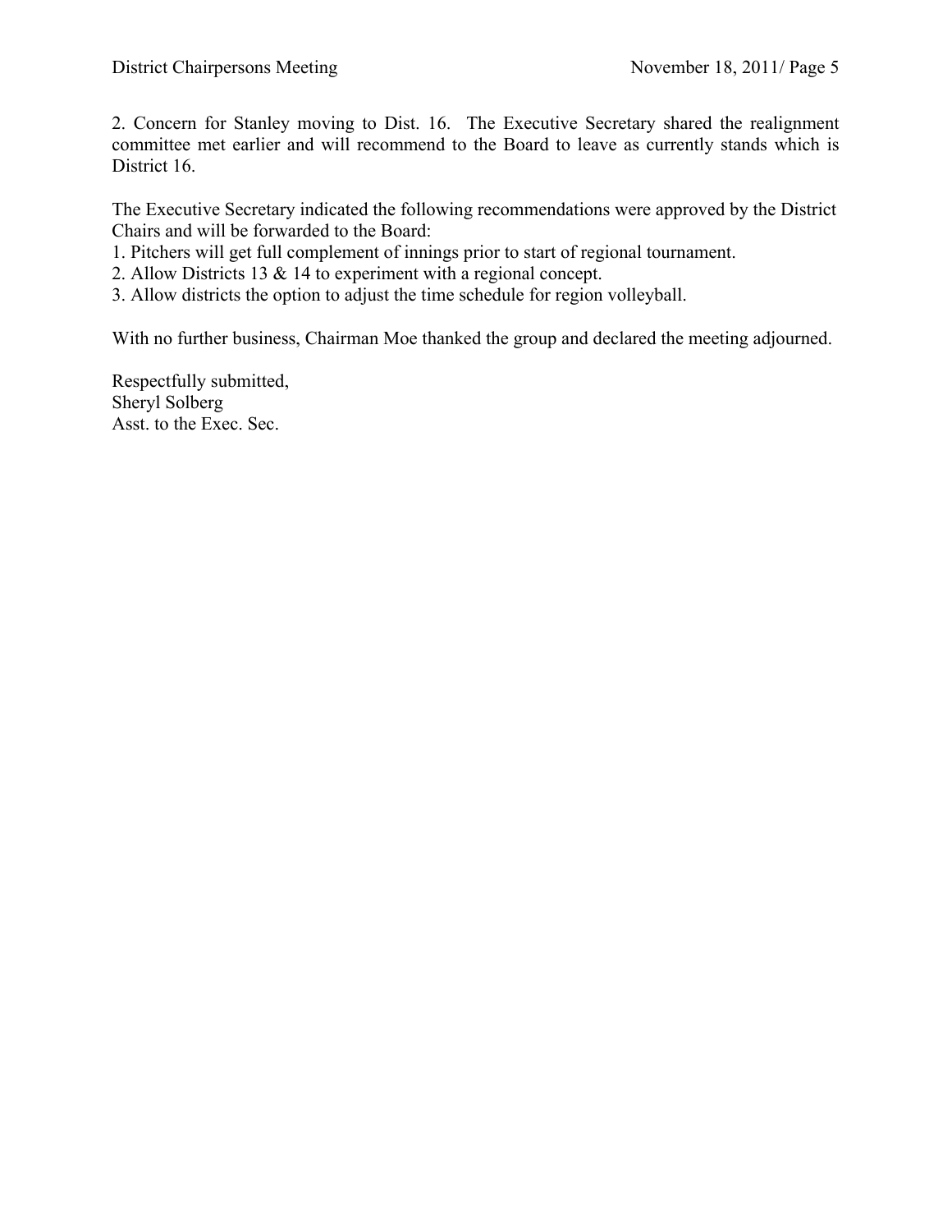2. Concern for Stanley moving to Dist. 16. The Executive Secretary shared the realignment committee met earlier and will recommend to the Board to leave as currently stands which is District 16.

The Executive Secretary indicated the following recommendations were approved by the District Chairs and will be forwarded to the Board:

1. Pitchers will get full complement of innings prior to start of regional tournament.
2. Allow Districts 13 & 14 to experiment with a regional concept.
3. Allow districts the option to adjust the time schedule for region volleyball.

With no further business, Chairman Moe thanked the group and declared the meeting adjourned.

Respectfully submitted,
Sheryl Solberg
Asst. to the Exec. Sec.